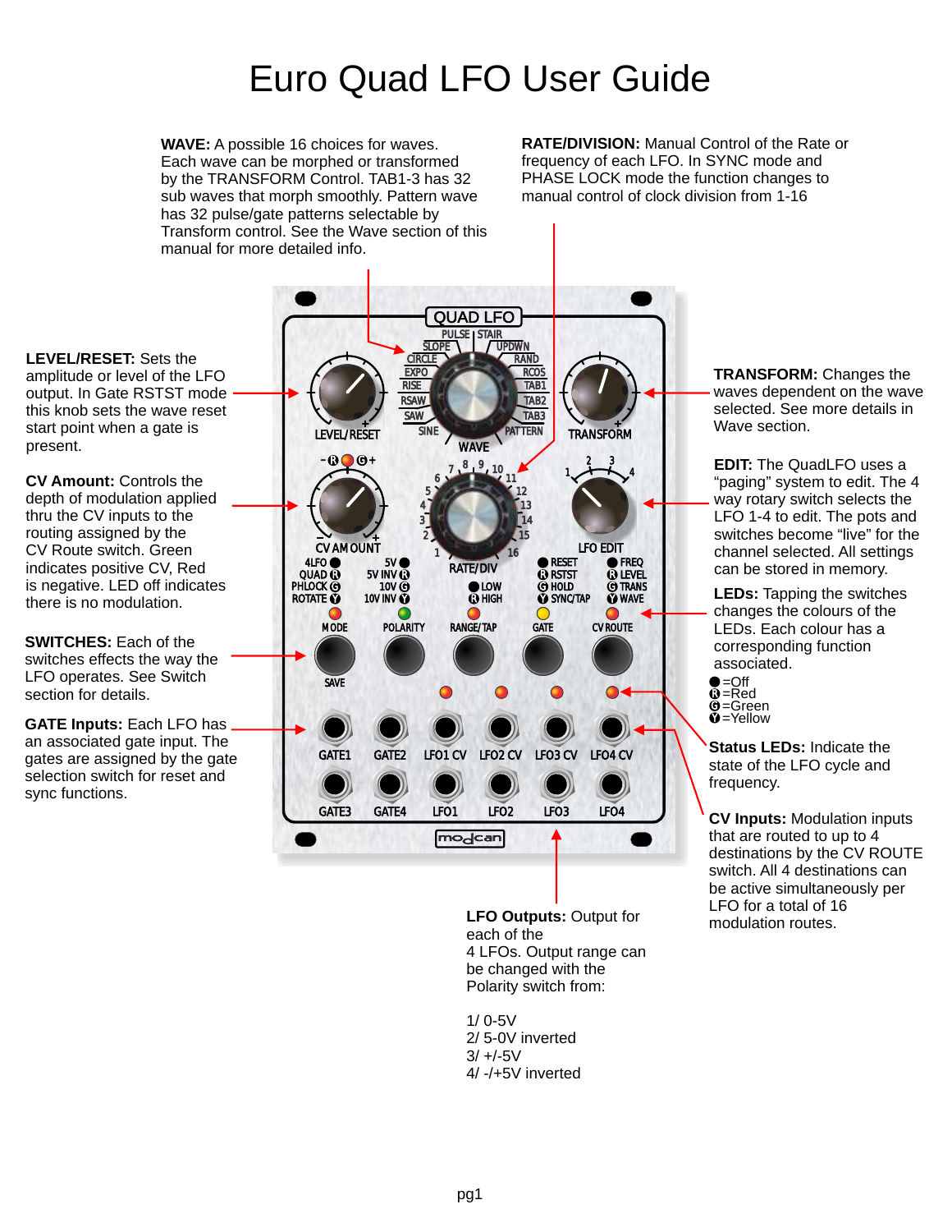# Euro Quad LFO User Guide

**WAVE:** A possible 16 choices for waves. Each wave can be morphed or transformed by the TRANSFORM Control. TAB1-3 has 32 sub waves that morph smoothly. Pattern wave has 32 pulse/gate patterns selectable by Transform control. See the Wave section of this manual for more detailed info.

**RATE/DIVISION:** Manual Control of the Rate or frequency of each LFO. In SYNC mode and PHASE LOCK mode the function changes to manual control of clock division from 1-16

**LEVEL/RESET:** Sets the amplitude or level of the LFO output. In Gate RSTST mode this knob sets the wave reset start point when a gate is present.

**TRANSFORM:** Changes the waves dependent on the wave selected. See more details in Wave section.

**CV Amount:** Controls the depth of modulation applied thru the CV inputs to the routing assigned by the CV Route switch. Green indicates positive CV, Red is negative. LED off indicates there is no modulation.

**EDIT:** The QuadLFO uses a "paging" system to edit. The 4 way rotary switch selects the LFO 1-4 to edit. The pots and switches become "live" for the channel selected. All settings can be stored in memory.

**LEDs:** Tapping the switches changes the colours of the LEDs. Each colour has a corresponding function associated.

- ● =Off
- Ⓡ =Red
- Ⓖ =Green
- Ⓨ =Yellow

**SWITCHES:** Each of the switches effects the way the LFO operates. See Switch section for details.

**GATE Inputs:** Each LFO has an associated gate input. The gates are assigned by the gate selection switch for reset and sync functions.

**Status LEDs:** Indicate the state of the LFO cycle and frequency.

**CV Inputs:** Modulation inputs that are routed to up to 4 destinations by the CV ROUTE switch. All 4 destinations can be active simultaneously per LFO for a total of 16 modulation routes.

**LFO Outputs:** Output for each of the 4 LFOs. Output range can be changed with the Polarity switch from:

1/ 0-5V
2/ 5-0V inverted
3/ +/-5V
4/ -/+5V inverted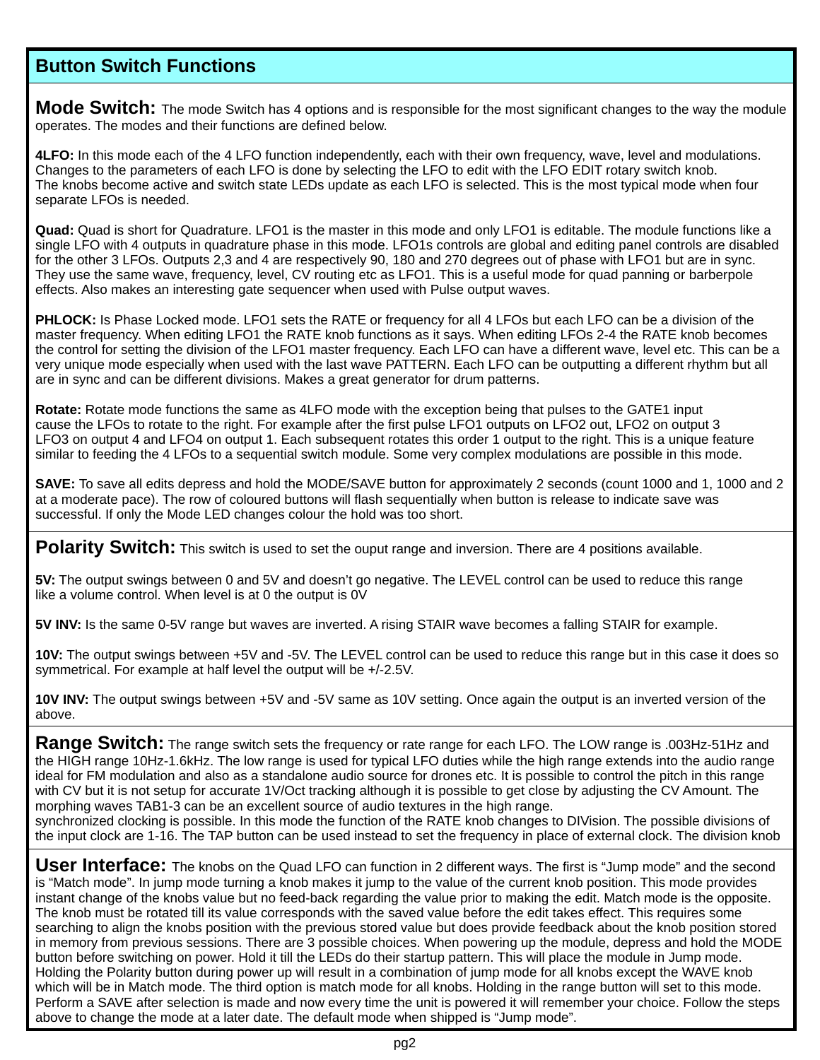## Button Switch Functions

**Mode Switch:** The mode Switch has 4 options and is responsible for the most significant changes to the way the module operates. The modes and their functions are defined below.

**4LFO:** In this mode each of the 4 LFO function independently, each with their own frequency, wave, level and modulations. Changes to the parameters of each LFO is done by selecting the LFO to edit with the LFO EDIT rotary switch knob. The knobs become active and switch state LEDs update as each LFO is selected. This is the most typical mode when four separate LFOs is needed.

**Quad:** Quad is short for Quadrature. LFO1 is the master in this mode and only LFO1 is editable. The module functions like a single LFO with 4 outputs in quadrature phase in this mode. LFO1s controls are global and editing panel controls are disabled for the other 3 LFOs. Outputs 2,3 and 4 are respectively 90, 180 and 270 degrees out of phase with LFO1 but are in sync. They use the same wave, frequency, level, CV routing etc as LFO1. This is a useful mode for quad panning or barberpole effects. Also makes an interesting gate sequencer when used with Pulse output waves.

**PHLOCK:** Is Phase Locked mode. LFO1 sets the RATE or frequency for all 4 LFOs but each LFO can be a division of the master frequency. When editing LFO1 the RATE knob functions as it says. When editing LFOs 2-4 the RATE knob becomes the control for setting the division of the LFO1 master frequency. Each LFO can have a different wave, level etc. This can be a very unique mode especially when used with the last wave PATTERN. Each LFO can be outputting a different rhythm but all are in sync and can be different divisions. Makes a great generator for drum patterns.

**Rotate:** Rotate mode functions the same as 4LFO mode with the exception being that pulses to the GATE1 input cause the LFOs to rotate to the right. For example after the first pulse LFO1 outputs on LFO2 out, LFO2 on output 3 LFO3 on output 4 and LFO4 on output 1. Each subsequent rotates this order 1 output to the right. This is a unique feature similar to feeding the 4 LFOs to a sequential switch module. Some very complex modulations are possible in this mode.

**SAVE:** To save all edits depress and hold the MODE/SAVE button for approximately 2 seconds (count 1000 and 1, 1000 and 2 at a moderate pace). The row of coloured buttons will flash sequentially when button is release to indicate save was successful. If only the Mode LED changes colour the hold was too short.

**Polarity Switch:** This switch is used to set the ouput range and inversion. There are 4 positions available.

**5V:** The output swings between 0 and 5V and doesn't go negative. The LEVEL control can be used to reduce this range like a volume control. When level is at 0 the output is 0V

**5V INV:** Is the same 0-5V range but waves are inverted. A rising STAIR wave becomes a falling STAIR for example.

**10V:** The output swings between +5V and -5V. The LEVEL control can be used to reduce this range but in this case it does so symmetrical. For example at half level the output will be +/-2.5V.

**10V INV:** The output swings between +5V and -5V same as 10V setting. Once again the output is an inverted version of the above.

**Range Switch:** The range switch sets the frequency or rate range for each LFO. The LOW range is .003Hz-51Hz and the HIGH range 10Hz-1.6kHz. The low range is used for typical LFO duties while the high range extends into the audio range ideal for FM modulation and also as a standalone audio source for drones etc. It is possible to control the pitch in this range with CV but it is not setup for accurate 1V/Oct tracking although it is possible to get close by adjusting the CV Amount. The morphing waves TAB1-3 can be an excellent source of audio textures in the high range.
synchronized clocking is possible. In this mode the function of the RATE knob changes to DIVision. The possible divisions of the input clock are 1-16. The TAP button can be used instead to set the frequency in place of external clock. The division knob

**User Interface:** The knobs on the Quad LFO can function in 2 different ways. The first is "Jump mode" and the second is "Match mode". In jump mode turning a knob makes it jump to the value of the current knob position. This mode provides instant change of the knobs value but no feed-back regarding the value prior to making the edit. Match mode is the opposite. The knob must be rotated till its value corresponds with the saved value before the edit takes effect. This requires some searching to align the knobs position with the previous stored value but does provide feedback about the knob position stored in memory from previous sessions. There are 3 possible choices. When powering up the module, depress and hold the MODE button before switching on power. Hold it till the LEDs do their startup pattern. This will place the module in Jump mode. Holding the Polarity button during power up will result in a combination of jump mode for all knobs except the WAVE knob which will be in Match mode. The third option is match mode for all knobs. Holding in the range button will set to this mode. Perform a SAVE after selection is made and now every time the unit is powered it will remember your choice. Follow the steps above to change the mode at a later date. The default mode when shipped is "Jump mode".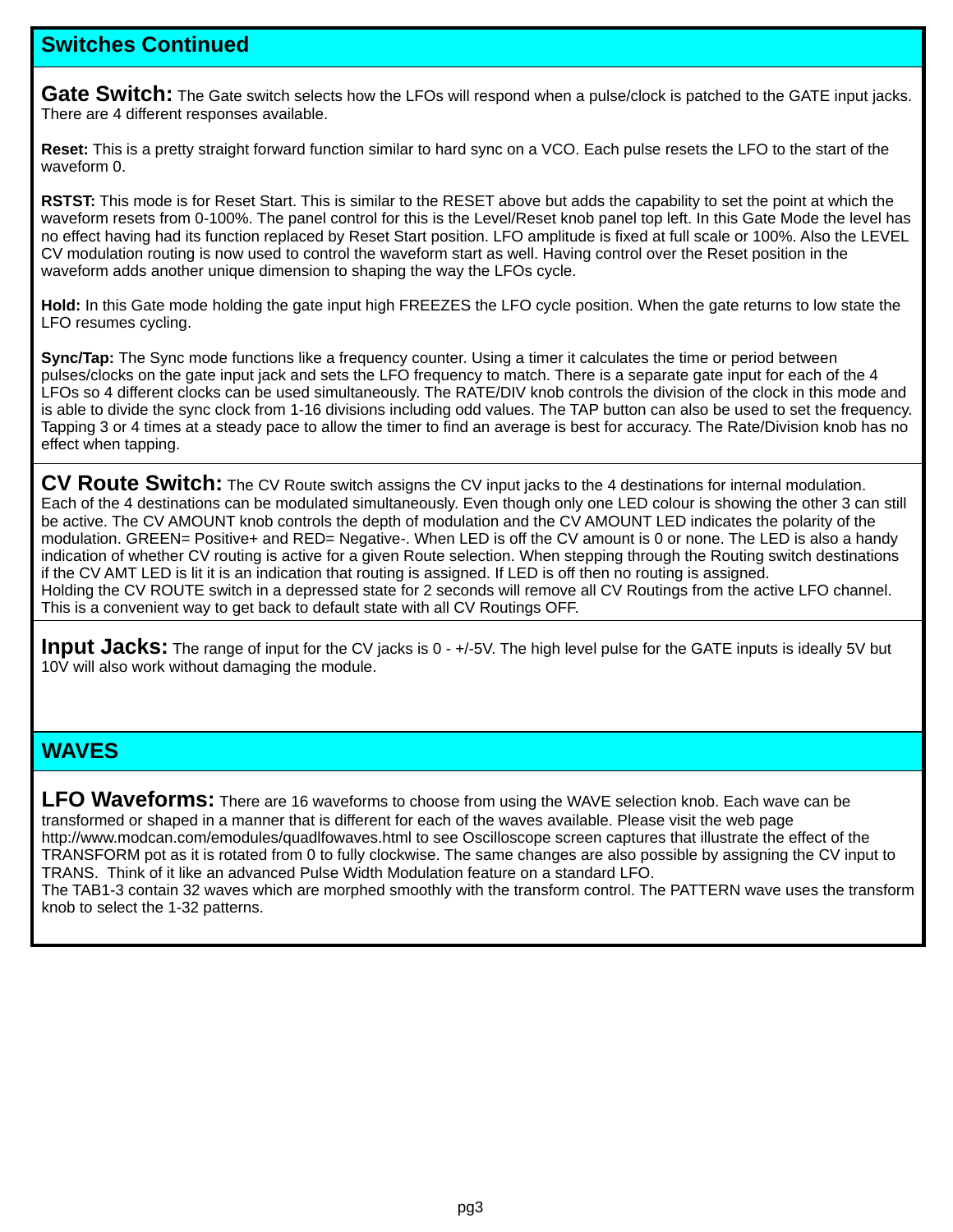## Switches Continued

**Gate Switch:** The Gate switch selects how the LFOs will respond when a pulse/clock is patched to the GATE input jacks. There are 4 different responses available.

**Reset:** This is a pretty straight forward function similar to hard sync on a VCO. Each pulse resets the LFO to the start of the waveform 0.

**RSTST:** This mode is for Reset Start. This is similar to the RESET above but adds the capability to set the point at which the waveform resets from 0-100%. The panel control for this is the Level/Reset knob panel top left. In this Gate Mode the level has no effect having had its function replaced by Reset Start position. LFO amplitude is fixed at full scale or 100%. Also the LEVEL CV modulation routing is now used to control the waveform start as well. Having control over the Reset position in the waveform adds another unique dimension to shaping the way the LFOs cycle.

**Hold:** In this Gate mode holding the gate input high FREEZES the LFO cycle position. When the gate returns to low state the LFO resumes cycling.

**Sync/Tap:** The Sync mode functions like a frequency counter. Using a timer it calculates the time or period between pulses/clocks on the gate input jack and sets the LFO frequency to match. There is a separate gate input for each of the 4 LFOs so 4 different clocks can be used simultaneously. The RATE/DIV knob controls the division of the clock in this mode and is able to divide the sync clock from 1-16 divisions including odd values. The TAP button can also be used to set the frequency. Tapping 3 or 4 times at a steady pace to allow the timer to find an average is best for accuracy. The Rate/Division knob has no effect when tapping.

**CV Route Switch:** The CV Route switch assigns the CV input jacks to the 4 destinations for internal modulation. Each of the 4 destinations can be modulated simultaneously. Even though only one LED colour is showing the other 3 can still be active. The CV AMOUNT knob controls the depth of modulation and the CV AMOUNT LED indicates the polarity of the modulation. GREEN= Positive+ and RED= Negative-. When LED is off the CV amount is 0 or none. The LED is also a handy indication of whether CV routing is active for a given Route selection. When stepping through the Routing switch destinations if the CV AMT LED is lit it is an indication that routing is assigned. If LED is off then no routing is assigned.
Holding the CV ROUTE switch in a depressed state for 2 seconds will remove all CV Routings from the active LFO channel. This is a convenient way to get back to default state with all CV Routings OFF.

**Input Jacks:** The range of input for the CV jacks is 0 - +/-5V. The high level pulse for the GATE inputs is ideally 5V but 10V will also work without damaging the module.

## WAVES

**LFO Waveforms:** There are 16 waveforms to choose from using the WAVE selection knob. Each wave can be transformed or shaped in a manner that is different for each of the waves available. Please visit the web page http://www.modcan.com/emodules/quadlfowaves.html to see Oscilloscope screen captures that illustrate the effect of the TRANSFORM pot as it is rotated from 0 to fully clockwise. The same changes are also possible by assigning the CV input to TRANS. Think of it like an advanced Pulse Width Modulation feature on a standard LFO.
The TAB1-3 contain 32 waves which are morphed smoothly with the transform control. The PATTERN wave uses the transform knob to select the 1-32 patterns.